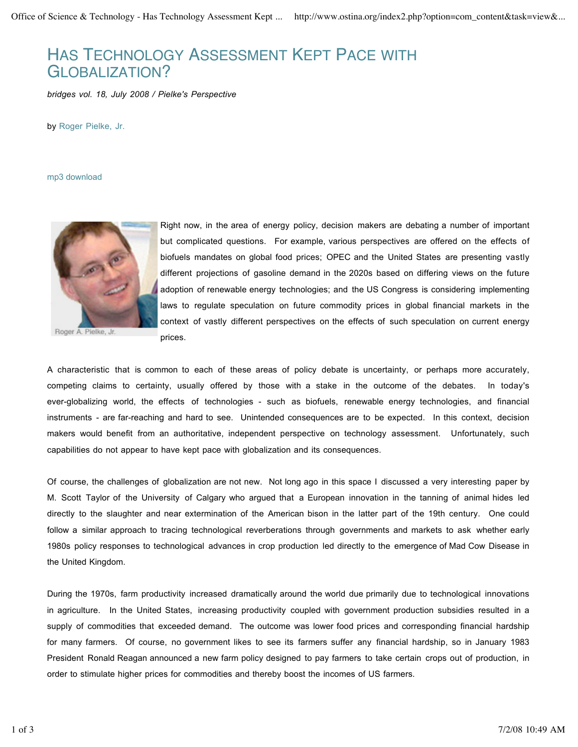# Has Technology Assessment Kept Pace with Globalization?

*bridges vol. 18, July 2008 / Pielke's Perspective*

by Roger Pielke, Jr.

mp3 download

Roger A. Pielke, Jr.

Right now, in the area of energy policy, decision makers are debating a number of important but complicated questions. For example, various perspectives are offered on the effects of biofuels mandates on global food prices; OPEC and the United States are presenting vastly different projections of gasoline demand in the 2020s based on differing views on the future adoption of renewable energy technologies; and the US Congress is considering implementing laws to regulate speculation on future commodity prices in global financial markets in the context of vastly different perspectives on the effects of such speculation on current energy prices.

A characteristic that is common to each of these areas of policy debate is uncertainty, or perhaps more accurately, competing claims to certainty, usually offered by those with a stake in the outcome of the debates. In today's ever-globalizing world, the effects of technologies - such as biofuels, renewable energy technologies, and financial instruments - are far-reaching and hard to see. Unintended consequences are to be expected. In this context, decision makers would benefit from an authoritative, independent perspective on technology assessment. Unfortunately, such capabilities do not appear to have kept pace with globalization and its consequences.

Of course, the challenges of globalization are not new. Not long ago in this space I discussed a very interesting paper by M. Scott Taylor of the University of Calgary who argued that a European innovation in the tanning of animal hides led directly to the slaughter and near extermination of the American bison in the latter part of the 19th century. One could follow a similar approach to tracing technological reverberations through governments and markets to ask whether early 1980s policy responses to technological advances in crop production led directly to the emergence of Mad Cow Disease in the United Kingdom.

During the 1970s, farm productivity increased dramatically around the world due primarily due to technological innovations in agriculture. In the United States, increasing productivity coupled with government production subsidies resulted in a supply of commodities that exceeded demand. The outcome was lower food prices and corresponding financial hardship for many farmers. Of course, no government likes to see its farmers suffer any financial hardship, so in January 1983 President Ronald Reagan announced a new farm policy designed to pay farmers to take certain crops out of production, in order to stimulate higher prices for commodities and thereby boost the incomes of US farmers.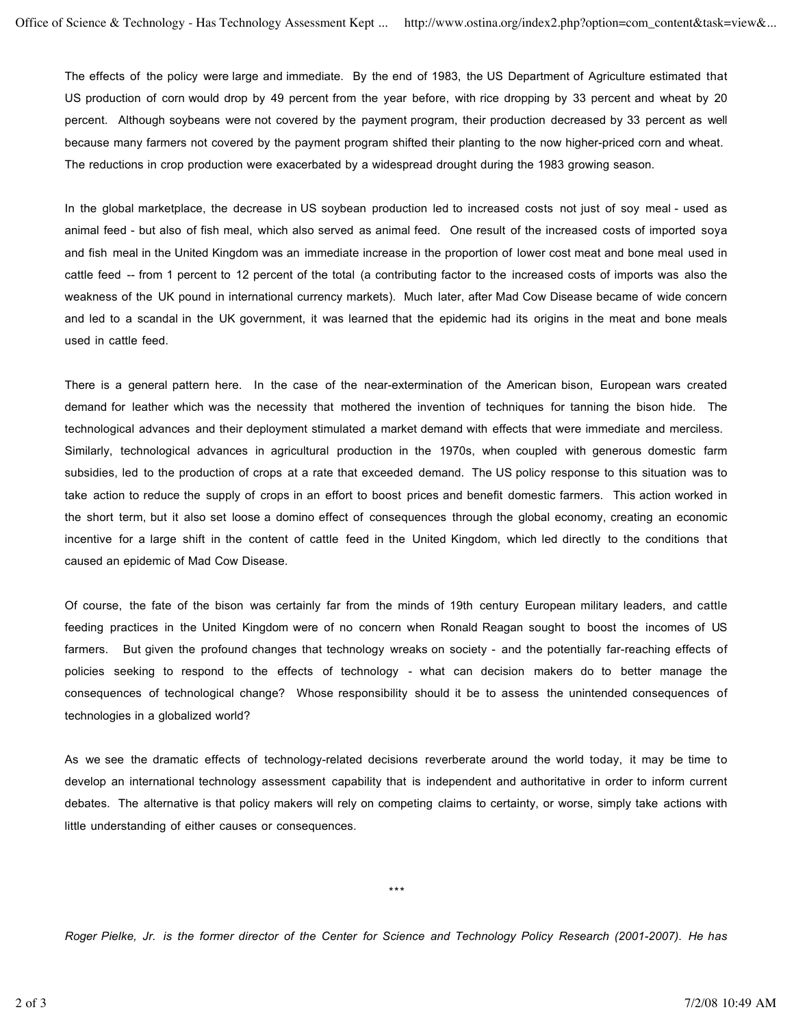The effects of the policy were large and immediate. By the end of 1983, the US Department of Agriculture estimated that US production of corn would drop by 49 percent from the year before, with rice dropping by 33 percent and wheat by 20 percent. Although soybeans were not covered by the payment program, their production decreased by 33 percent as well because many farmers not covered by the payment program shifted their planting to the now higher-priced corn and wheat. The reductions in crop production were exacerbated by a widespread drought during the 1983 growing season.

In the global marketplace, the decrease in US soybean production led to increased costs not just of soy meal - used as animal feed - but also of fish meal, which also served as animal feed. One result of the increased costs of imported soya and fish meal in the United Kingdom was an immediate increase in the proportion of lower cost meat and bone meal used in cattle feed -- from 1 percent to 12 percent of the total (a contributing factor to the increased costs of imports was also the weakness of the UK pound in international currency markets). Much later, after Mad Cow Disease became of wide concern and led to a scandal in the UK government, it was learned that the epidemic had its origins in the meat and bone meals used in cattle feed.

There is a general pattern here. In the case of the near-extermination of the American bison, European wars created demand for leather which was the necessity that mothered the invention of techniques for tanning the bison hide. The technological advances and their deployment stimulated a market demand with effects that were immediate and merciless. Similarly, technological advances in agricultural production in the 1970s, when coupled with generous domestic farm subsidies, led to the production of crops at a rate that exceeded demand. The US policy response to this situation was to take action to reduce the supply of crops in an effort to boost prices and benefit domestic farmers. This action worked in the short term, but it also set loose a domino effect of consequences through the global economy, creating an economic incentive for a large shift in the content of cattle feed in the United Kingdom, which led directly to the conditions that caused an epidemic of Mad Cow Disease.

Of course, the fate of the bison was certainly far from the minds of 19th century European military leaders, and cattle feeding practices in the United Kingdom were of no concern when Ronald Reagan sought to boost the incomes of US farmers. But given the profound changes that technology wreaks on society - and the potentially far-reaching effects of policies seeking to respond to the effects of technology - what can decision makers do to better manage the consequences of technological change? Whose responsibility should it be to assess the unintended consequences of technologies in a globalized world?

As we see the dramatic effects of technology-related decisions reverberate around the world today, it may be time to develop an international technology assessment capability that is independent and authoritative in order to inform current debates. The alternative is that policy makers will rely on competing claims to certainty, or worse, simply take actions with little understanding of either causes or consequences.

***

*Roger Pielke, Jr. is the former director of the Center for Science and Technology Policy Research (2001-2007). He has*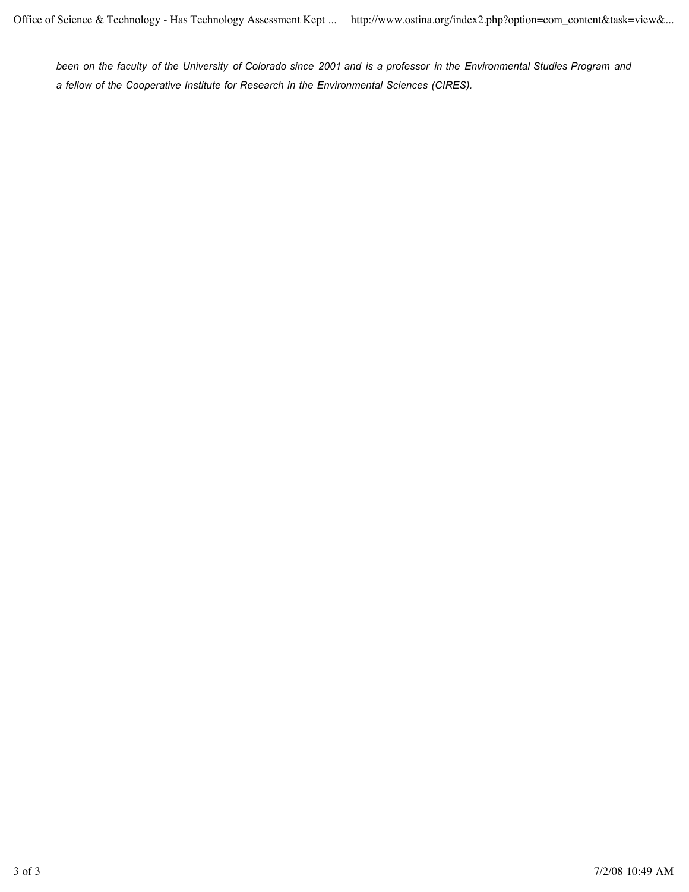*been on the faculty of the University of Colorado since 2001 and is a professor in the Environmental Studies Program and a fellow of the Cooperative Institute for Research in the Environmental Sciences (CIRES).*